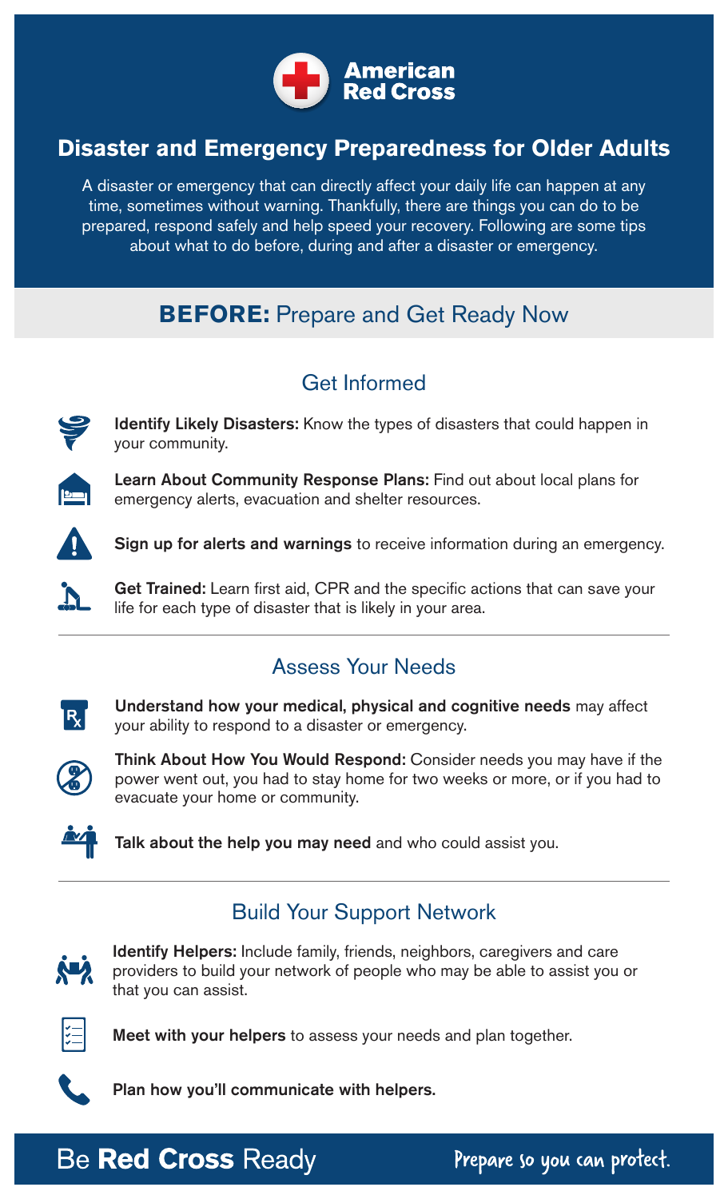# American Red Cross

## Disaster and Emergency Preparedness for Older Adults

A disaster or emergency that can directly affect your daily life can happen at any time, sometimes without warning. Thankfully, there are things you can do to be prepared, respond safely and help speed your recovery. Following are some tips about what to do before, during and after a disaster or emergency.

## BEFORE: Prepare and Get Ready Now

### Get Informed

**Identify Likely Disasters:** Know the types of disasters that could happen in your community.

**Learn About Community Response Plans:** Find out about local plans for emergency alerts, evacuation and shelter resources.

**Sign up for alerts and warnings** to receive information during an emergency.

**Get Trained:** Learn first aid, CPR and the specific actions that can save your life for each type of disaster that is likely in your area.

### Assess Your Needs

**Understand how your medical, physical and cognitive needs** may affect your ability to respond to a disaster or emergency.

**Think About How You Would Respond:** Consider needs you may have if the power went out, you had to stay home for two weeks or more, or if you had to evacuate your home or community.

**Talk about the help you may need** and who could assist you.

### Build Your Support Network

**Identify Helpers:** Include family, friends, neighbors, caregivers and care providers to build your network of people who may be able to assist you or that you can assist.

**Meet with your helpers** to assess your needs and plan together.

**Plan how you'll communicate with helpers.**

Be **Red Cross** Ready

Prepare so you can protect.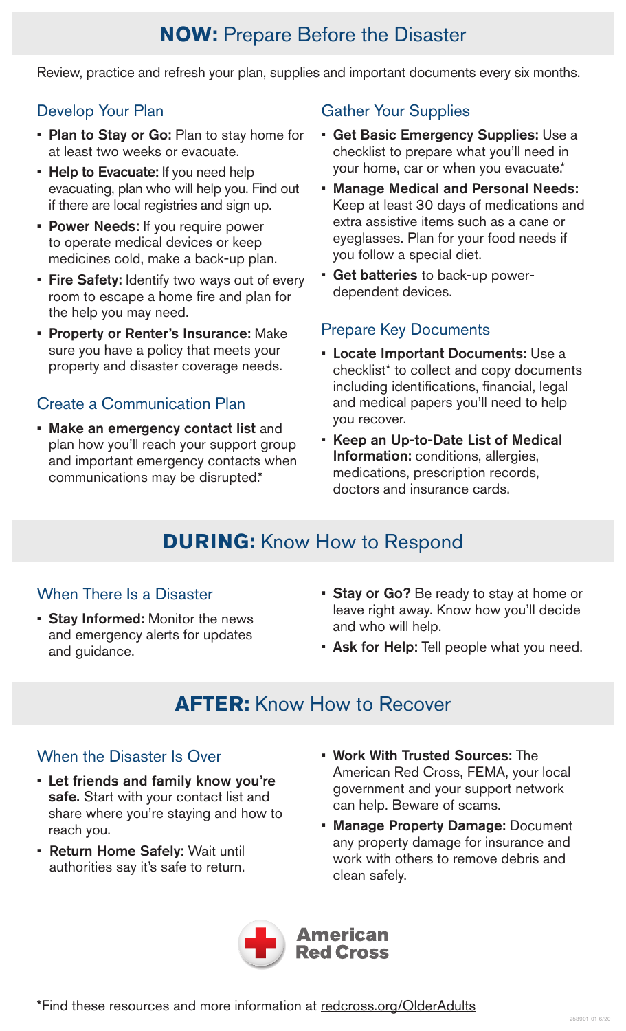## **NOW:** Prepare Before the Disaster

Review, practice and refresh your plan, supplies and important documents every six months.

### Develop Your Plan

- **Plan to Stay or Go:** Plan to stay home for at least two weeks or evacuate.
- **Help to Evacuate:** If you need help evacuating, plan who will help you. Find out if there are local registries and sign up.
- **Power Needs:** If you require power to operate medical devices or keep medicines cold, make a back-up plan.
- **Fire Safety:** Identify two ways out of every room to escape a home fire and plan for the help you may need.
- **Property or Renter's Insurance:** Make sure you have a policy that meets your property and disaster coverage needs.

### Create a Communication Plan

- **Make an emergency contact list** and plan how you'll reach your support group and important emergency contacts when communications may be disrupted.*

### Gather Your Supplies

- **Get Basic Emergency Supplies:** Use a checklist to prepare what you'll need in your home, car or when you evacuate.*
- **Manage Medical and Personal Needs:** Keep at least 30 days of medications and extra assistive items such as a cane or eyeglasses. Plan for your food needs if you follow a special diet.
- **Get batteries** to back-up power-dependent devices.

### Prepare Key Documents

- **Locate Important Documents:** Use a checklist* to collect and copy documents including identifications, financial, legal and medical papers you'll need to help you recover.
- **Keep an Up-to-Date List of Medical Information:** conditions, allergies, medications, prescription records, doctors and insurance cards.

## **DURING:** Know How to Respond

### When There Is a Disaster

- **Stay Informed:** Monitor the news and emergency alerts for updates and guidance.
- **Stay or Go?** Be ready to stay at home or leave right away. Know how you'll decide and who will help.
- **Ask for Help:** Tell people what you need.

## **AFTER:** Know How to Recover

### When the Disaster Is Over

- **Let friends and family know you're safe.** Start with your contact list and share where you're staying and how to reach you.
- **Return Home Safely:** Wait until authorities say it's safe to return.
- **Work With Trusted Sources:** The American Red Cross, FEMA, your local government and your support network can help. Beware of scams.
- **Manage Property Damage:** Document any property damage for insurance and work with others to remove debris and clean safely.

American Red Cross

*Find these resources and more information at redcross.org/OlderAdults

253901-01 6/20